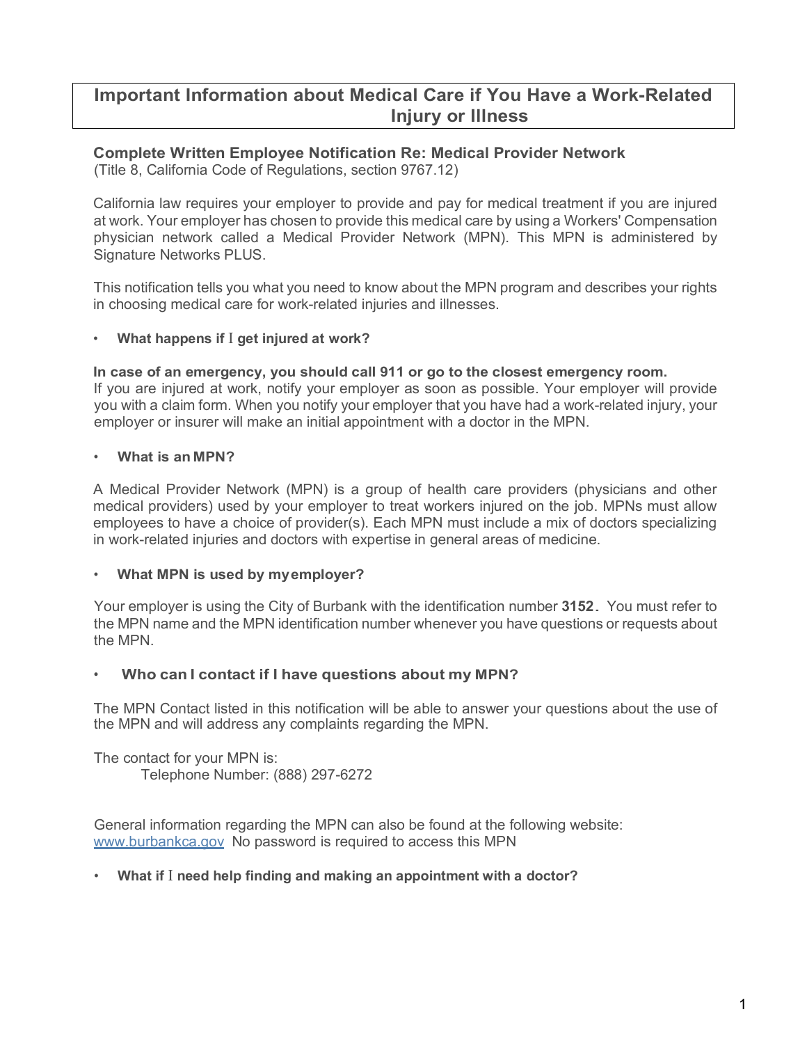# Important Information about Medical Care if You Have a Work-Related Injury or Illness

## Complete Written Employee Notification Re: Medical Provider Network

(Title 8, California Code of Regulations, section 9767.12)

California law requires your employer to provide and pay for medical treatment if you are injured at work. Your employer has chosen to provide this medical care by using a Workers' Compensation physician network called a Medical Provider Network (MPN). This MPN is administered by Signature Networks PLUS.

This notification tells you what you need to know about the MPN program and describes your rights in choosing medical care for work-related injuries and illnesses.

- **What happens if I get injured at work?**

**In case of an emergency, you should call 911 or go to the closest emergency room.**
If you are injured at work, notify your employer as soon as possible. Your employer will provide you with a claim form. When you notify your employer that you have had a work-related injury, your employer or insurer will make an initial appointment with a doctor in the MPN.

- **What is an MPN?**

A Medical Provider Network (MPN) is a group of health care providers (physicians and other medical providers) used by your employer to treat workers injured on the job. MPNs must allow employees to have a choice of provider(s). Each MPN must include a mix of doctors specializing in work-related injuries and doctors with expertise in general areas of medicine.

- **What MPN is used by my employer?**

Your employer is using the City of Burbank with the identification number **3152.** You must refer to the MPN name and the MPN identification number whenever you have questions or requests about the MPN.

- **Who can I contact if I have questions about my MPN?**

The MPN Contact listed in this notification will be able to answer your questions about the use of the MPN and will address any complaints regarding the MPN.

The contact for your MPN is:
Telephone Number: (888) 297-6272

General information regarding the MPN can also be found at the following website: www.burbankca.gov No password is required to access this MPN

- **What if I need help finding and making an appointment with a doctor?**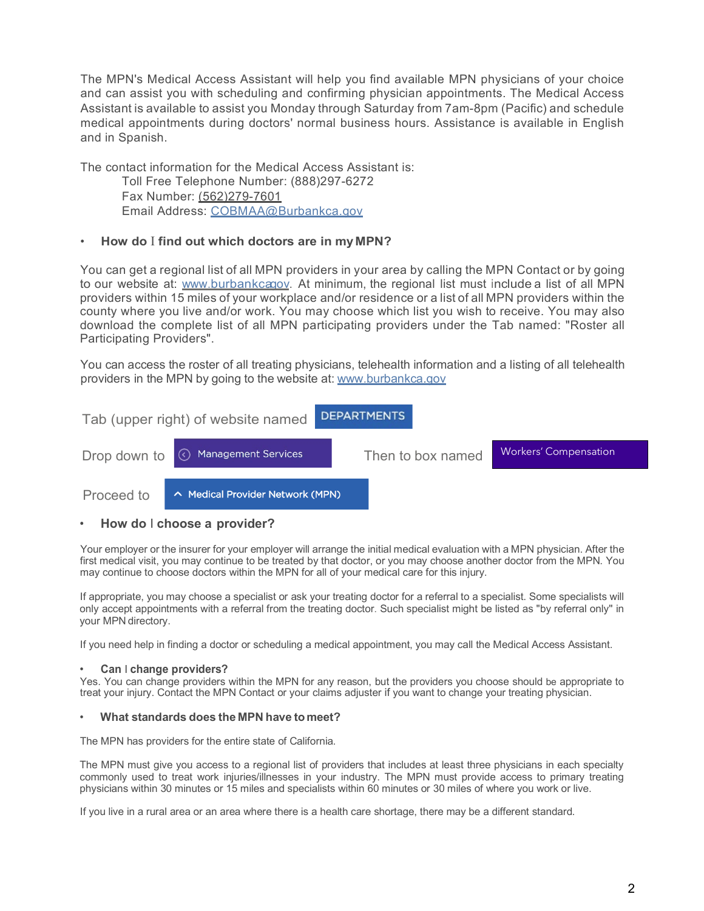The MPN's Medical Access Assistant will help you find available MPN physicians of your choice and can assist you with scheduling and confirming physician appointments. The Medical Access Assistant is available to assist you Monday through Saturday from 7am-8pm (Pacific) and schedule medical appointments during doctors' normal business hours. Assistance is available in English and in Spanish.

The contact information for the Medical Access Assistant is:

Toll Free Telephone Number: (888)297-6272
Fax Number: (562)279-7601
Email Address: COBMAA@Burbankca.gov

- **How do I find out which doctors are in my MPN?**

You can get a regional list of all MPN providers in your area by calling the MPN Contact or by going to our website at: www.burbankca.gov. At minimum, the regional list must include a list of all MPN providers within 15 miles of your workplace and/or residence or a list of all MPN providers within the county where you live and/or work. You may choose which list you wish to receive. You may also download the complete list of all MPN participating providers under the Tab named: "Roster all Participating Providers".

You can access the roster of all treating physicians, telehealth information and a listing of all telehealth providers in the MPN by going to the website at: www.burbankca.gov

Tab (upper right) of website named DEPARTMENTS

Drop down to Management Services Then to box named Workers' Compensation

Proceed to Medical Provider Network (MPN)

- **How do I choose a provider?**

Your employer or the insurer for your employer will arrange the initial medical evaluation with a MPN physician. After the first medical visit, you may continue to be treated by that doctor, or you may choose another doctor from the MPN. You may continue to choose doctors within the MPN for all of your medical care for this injury.

If appropriate, you may choose a specialist or ask your treating doctor for a referral to a specialist. Some specialists will only accept appointments with a referral from the treating doctor. Such specialist might be listed as "by referral only" in your MPN directory.

If you need help in finding a doctor or scheduling a medical appointment, you may call the Medical Access Assistant.

- **Can I change providers?**

Yes. You can change providers within the MPN for any reason, but the providers you choose should be appropriate to treat your injury. Contact the MPN Contact or your claims adjuster if you want to change your treating physician.

- **What standards does the MPN have to meet?**

The MPN has providers for the entire state of California.

The MPN must give you access to a regional list of providers that includes at least three physicians in each specialty commonly used to treat work injuries/illnesses in your industry. The MPN must provide access to primary treating physicians within 30 minutes or 15 miles and specialists within 60 minutes or 30 miles of where you work or live.

If you live in a rural area or an area where there is a health care shortage, there may be a different standard.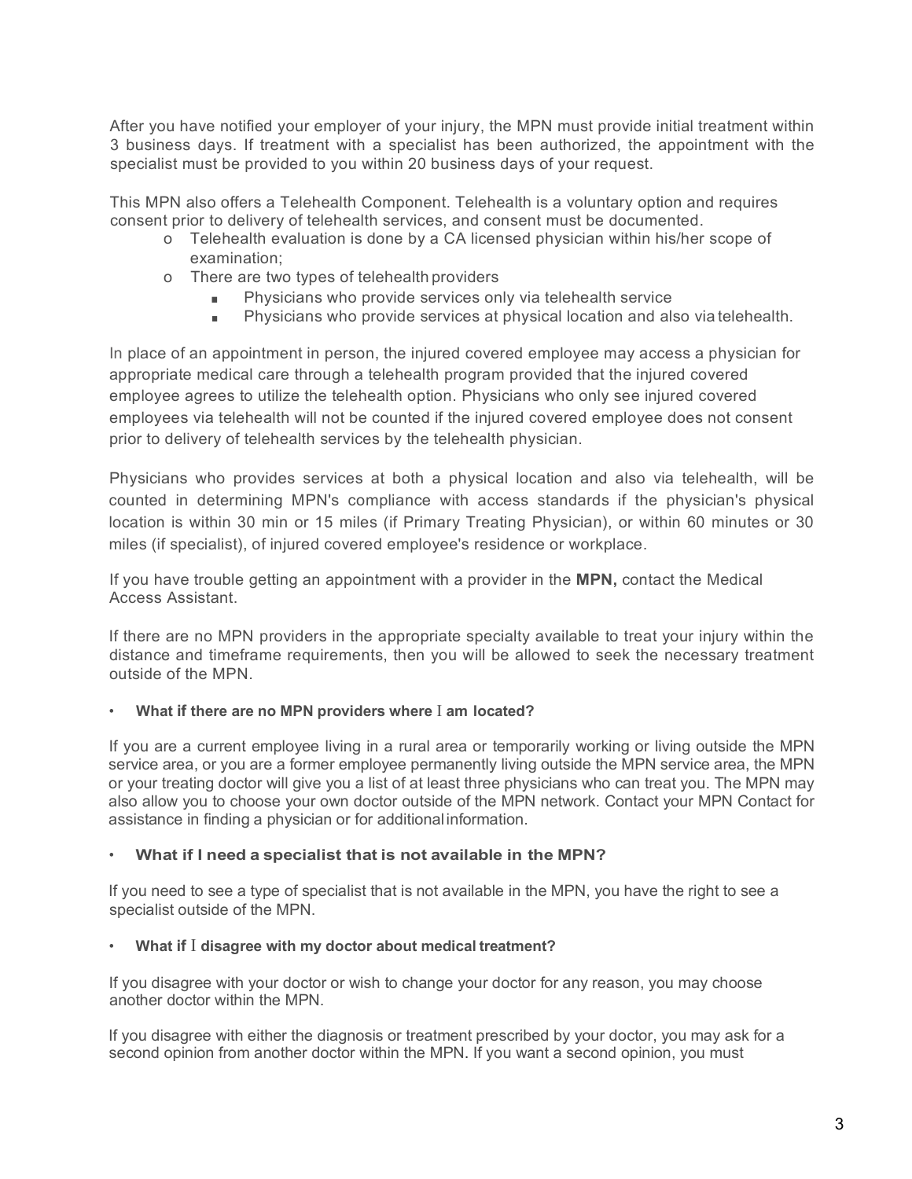After you have notified your employer of your injury, the MPN must provide initial treatment within 3 business days. If treatment with a specialist has been authorized, the appointment with the specialist must be provided to you within 20 business days of your request.

This MPN also offers a Telehealth Component. Telehealth is a voluntary option and requires consent prior to delivery of telehealth services, and consent must be documented.

- Telehealth evaluation is done by a CA licensed physician within his/her scope of examination;
- There are two types of telehealth providers
  - Physicians who provide services only via telehealth service
  - Physicians who provide services at physical location and also via telehealth.

In place of an appointment in person, the injured covered employee may access a physician for appropriate medical care through a telehealth program provided that the injured covered employee agrees to utilize the telehealth option. Physicians who only see injured covered employees via telehealth will not be counted if the injured covered employee does not consent prior to delivery of telehealth services by the telehealth physician.

Physicians who provides services at both a physical location and also via telehealth, will be counted in determining MPN's compliance with access standards if the physician's physical location is within 30 min or 15 miles (if Primary Treating Physician), or within 60 minutes or 30 miles (if specialist), of injured covered employee's residence or workplace.

If you have trouble getting an appointment with a provider in the **MPN,** contact the Medical Access Assistant.

If there are no MPN providers in the appropriate specialty available to treat your injury within the distance and timeframe requirements, then you will be allowed to seek the necessary treatment outside of the MPN.

- **What if there are no MPN providers where I am located?**

If you are a current employee living in a rural area or temporarily working or living outside the MPN service area, or you are a former employee permanently living outside the MPN service area, the MPN or your treating doctor will give you a list of at least three physicians who can treat you. The MPN may also allow you to choose your own doctor outside of the MPN network. Contact your MPN Contact for assistance in finding a physician or for additional information.

- **What if I need a specialist that is not available in the MPN?**

If you need to see a type of specialist that is not available in the MPN, you have the right to see a specialist outside of the MPN.

- **What if I disagree with my doctor about medical treatment?**

If you disagree with your doctor or wish to change your doctor for any reason, you may choose another doctor within the MPN.

If you disagree with either the diagnosis or treatment prescribed by your doctor, you may ask for a second opinion from another doctor within the MPN. If you want a second opinion, you must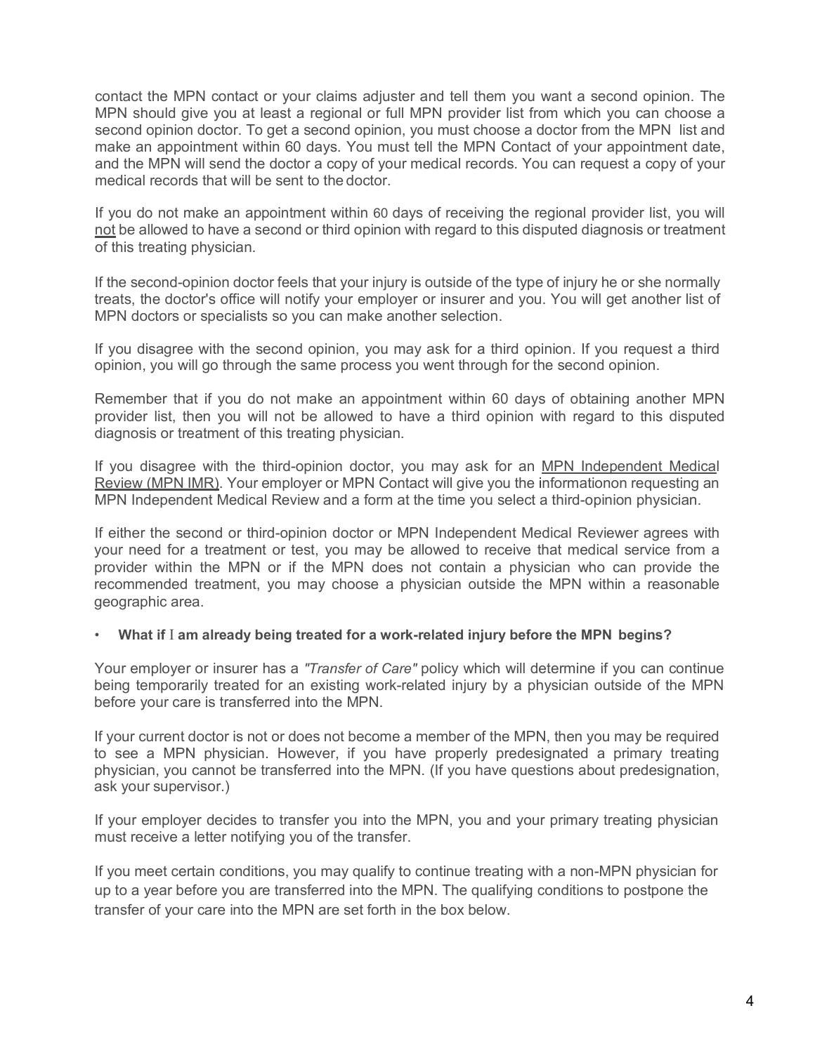contact the MPN contact or your claims adjuster and tell them you want a second opinion. The MPN should give you at least a regional or full MPN provider list from which you can choose a second opinion doctor. To get a second opinion, you must choose a doctor from the MPN list and make an appointment within 60 days. You must tell the MPN Contact of your appointment date, and the MPN will send the doctor a copy of your medical records. You can request a copy of your medical records that will be sent to the doctor.

If you do not make an appointment within 60 days of receiving the regional provider list, you will not be allowed to have a second or third opinion with regard to this disputed diagnosis or treatment of this treating physician.

If the second-opinion doctor feels that your injury is outside of the type of injury he or she normally treats, the doctor's office will notify your employer or insurer and you. You will get another list of MPN doctors or specialists so you can make another selection.

If you disagree with the second opinion, you may ask for a third opinion. If you request a third opinion, you will go through the same process you went through for the second opinion.

Remember that if you do not make an appointment within 60 days of obtaining another MPN provider list, then you will not be allowed to have a third opinion with regard to this disputed diagnosis or treatment of this treating physician.

If you disagree with the third-opinion doctor, you may ask for an MPN Independent Medical Review (MPN IMR). Your employer or MPN Contact will give you the informationon requesting an MPN Independent Medical Review and a form at the time you select a third-opinion physician.

If either the second or third-opinion doctor or MPN Independent Medical Reviewer agrees with your need for a treatment or test, you may be allowed to receive that medical service from a provider within the MPN or if the MPN does not contain a physician who can provide the recommended treatment, you may choose a physician outside the MPN within a reasonable geographic area.

- **What if I am already being treated for a work-related injury before the MPN begins?**

Your employer or insurer has a *"Transfer of Care"* policy which will determine if you can continue being temporarily treated for an existing work-related injury by a physician outside of the MPN before your care is transferred into the MPN.

If your current doctor is not or does not become a member of the MPN, then you may be required to see a MPN physician. However, if you have properly predesignated a primary treating physician, you cannot be transferred into the MPN. (If you have questions about predesignation, ask your supervisor.)

If your employer decides to transfer you into the MPN, you and your primary treating physician must receive a letter notifying you of the transfer.

If you meet certain conditions, you may qualify to continue treating with a non-MPN physician for up to a year before you are transferred into the MPN. The qualifying conditions to postpone the transfer of your care into the MPN are set forth in the box below.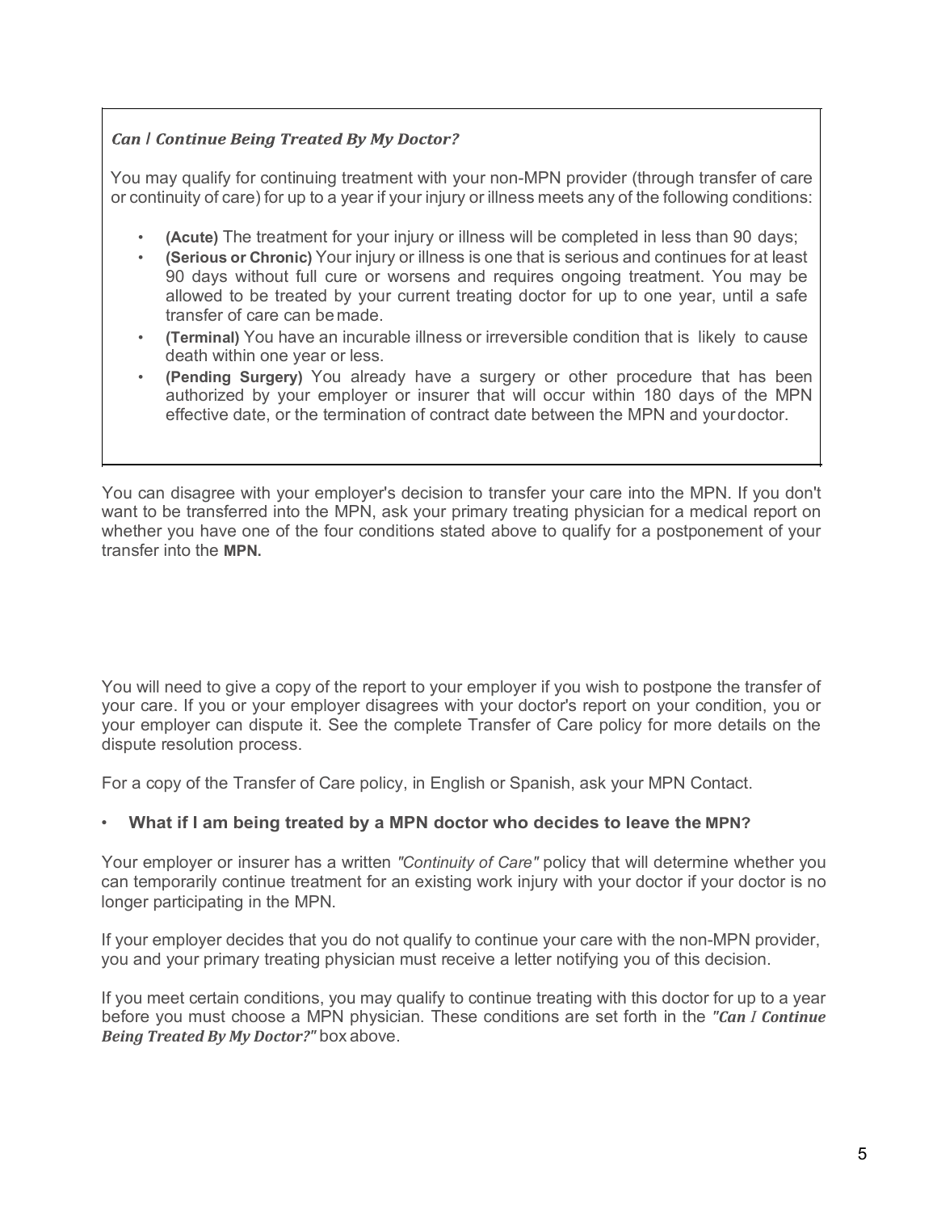### *Can I Continue Being Treated By My Doctor?*

You may qualify for continuing treatment with your non-MPN provider (through transfer of care or continuity of care) for up to a year if your injury or illness meets any of the following conditions:

- **(Acute)** The treatment for your injury or illness will be completed in less than 90 days;
- **(Serious or Chronic)** Your injury or illness is one that is serious and continues for at least 90 days without full cure or worsens and requires ongoing treatment. You may be allowed to be treated by your current treating doctor for up to one year, until a safe transfer of care can be made.
- **(Terminal)** You have an incurable illness or irreversible condition that is likely to cause death within one year or less.
- **(Pending Surgery)** You already have a surgery or other procedure that has been authorized by your employer or insurer that will occur within 180 days of the MPN effective date, or the termination of contract date between the MPN and your doctor.

You can disagree with your employer's decision to transfer your care into the MPN. If you don't want to be transferred into the MPN, ask your primary treating physician for a medical report on whether you have one of the four conditions stated above to qualify for a postponement of your transfer into the MPN.

You will need to give a copy of the report to your employer if you wish to postpone the transfer of your care. If you or your employer disagrees with your doctor's report on your condition, you or your employer can dispute it. See the complete Transfer of Care policy for more details on the dispute resolution process.

For a copy of the Transfer of Care policy, in English or Spanish, ask your MPN Contact.

- **What if I am being treated by a MPN doctor who decides to leave the MPN?**

Your employer or insurer has a written *"Continuity of Care"* policy that will determine whether you can temporarily continue treatment for an existing work injury with your doctor if your doctor is no longer participating in the MPN.

If your employer decides that you do not qualify to continue your care with the non-MPN provider, you and your primary treating physician must receive a letter notifying you of this decision.

If you meet certain conditions, you may qualify to continue treating with this doctor for up to a year before you must choose a MPN physician. These conditions are set forth in the ***"Can I Continue Being Treated By My Doctor?"*** box above.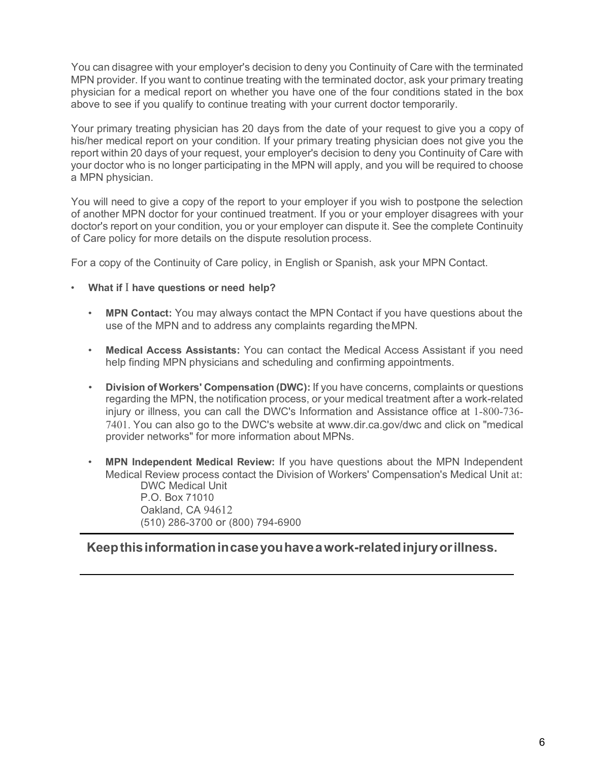You can disagree with your employer's decision to deny you Continuity of Care with the terminated MPN provider. If you want to continue treating with the terminated doctor, ask your primary treating physician for a medical report on whether you have one of the four conditions stated in the box above to see if you qualify to continue treating with your current doctor temporarily.

Your primary treating physician has 20 days from the date of your request to give you a copy of his/her medical report on your condition. If your primary treating physician does not give you the report within 20 days of your request, your employer's decision to deny you Continuity of Care with your doctor who is no longer participating in the MPN will apply, and you will be required to choose a MPN physician.

You will need to give a copy of the report to your employer if you wish to postpone the selection of another MPN doctor for your continued treatment. If you or your employer disagrees with your doctor's report on your condition, you or your employer can dispute it. See the complete Continuity of Care policy for more details on the dispute resolution process.

For a copy of the Continuity of Care policy, in English or Spanish, ask your MPN Contact.

- **What if I have questions or need help?**
  - **MPN Contact:** You may always contact the MPN Contact if you have questions about the use of the MPN and to address any complaints regarding the MPN.
  - **Medical Access Assistants:** You can contact the Medical Access Assistant if you need help finding MPN physicians and scheduling and confirming appointments.
  - **Division of Workers' Compensation (DWC):** If you have concerns, complaints or questions regarding the MPN, the notification process, or your medical treatment after a work-related injury or illness, you can call the DWC's Information and Assistance office at 1-800-736-7401. You can also go to the DWC's website at www.dir.ca.gov/dwc and click on "medical provider networks" for more information about MPNs.
  - **MPN Independent Medical Review:** If you have questions about the MPN Independent Medical Review process contact the Division of Workers' Compensation's Medical Unit at:
    DWC Medical Unit
    P.O. Box 71010
    Oakland, CA 94612
    (510) 286-3700 or (800) 794-6900

---

**Keep this information in case you have a work-related injury or illness.**

---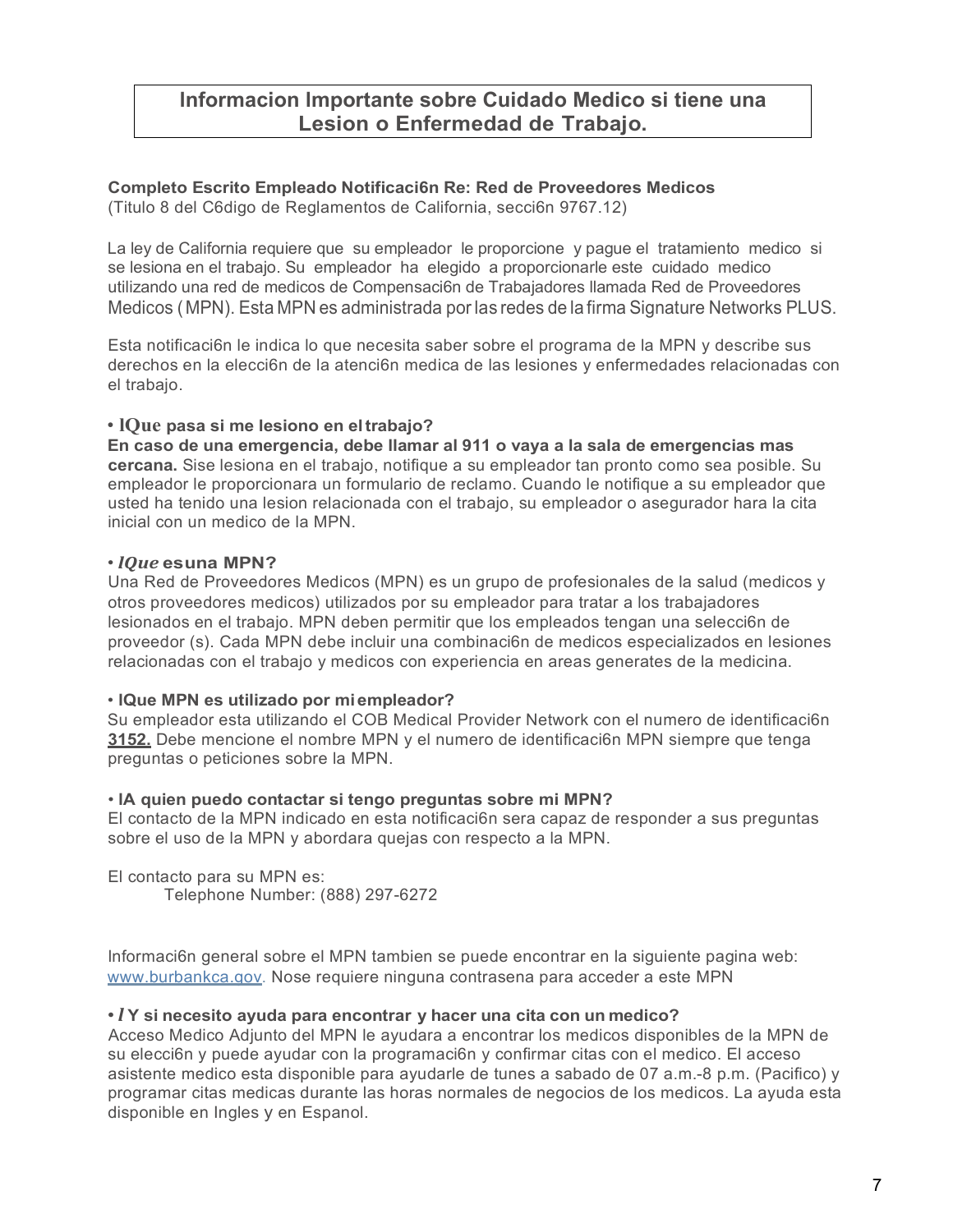# Informacion Importante sobre Cuidado Medico si tiene una Lesion o Enfermedad de Trabajo.

**Completo Escrito Empleado Notificaci6n Re: Red de Proveedores Medicos**
(Titulo 8 del C6digo de Reglamentos de California, secci6n 9767.12)

La ley de California requiere que su empleador le proporcione y pague el tratamiento medico si se lesiona en el trabajo. Su empleador ha elegido a proporcionarle este cuidado medico utilizando una red de medicos de Compensaci6n de Trabajadores llamada Red de Proveedores Medicos (MPN). Esta MPN es administrada por las redes de la firma Signature Networks PLUS.

Esta notificaci6n le indica lo que necesita saber sobre el programa de la MPN y describe sus derechos en la elecci6n de la atenci6n medica de las lesiones y enfermedades relacionadas con el trabajo.

**• lQue pasa si me lesiono en el trabajo?**

**En caso de una emergencia, debe llamar al 911 o vaya a la sala de emergencias mas cercana.** Sise lesiona en el trabajo, notifique a su empleador tan pronto como sea posible. Su empleador le proporcionara un formulario de reclamo. Cuando le notifique a su empleador que usted ha tenido una lesion relacionada con el trabajo, su empleador o asegurador hara la cita inicial con un medico de la MPN.

**• *lQue* esuna MPN?**

Una Red de Proveedores Medicos (MPN) es un grupo de profesionales de la salud (medicos y otros proveedores medicos) utilizados por su empleador para tratar a los trabajadores lesionados en el trabajo. MPN deben permitir que los empleados tengan una selecci6n de proveedor (s). Cada MPN debe incluir una combinaci6n de medicos especializados en lesiones relacionadas con el trabajo y medicos con experiencia en areas generates de la medicina.

**• lQue MPN es utilizado por mi empleador?**

Su empleador esta utilizando el COB Medical Provider Network con el numero de identificaci6n **3152.** Debe mencione el nombre MPN y el numero de identificaci6n MPN siempre que tenga preguntas o peticiones sobre la MPN.

**• lA quien puedo contactar si tengo preguntas sobre mi MPN?**

El contacto de la MPN indicado en esta notificaci6n sera capaz de responder a sus preguntas sobre el uso de la MPN y abordara quejas con respecto a la MPN.

El contacto para su MPN es:
Telephone Number: (888) 297-6272

Informaci6n general sobre el MPN tambien se puede encontrar en la siguiente pagina web: www.burbankca.gov. Nose requiere ninguna contrasena para acceder a este MPN

**• *l* Y si necesito ayuda para encontrar y hacer una cita con un medico?**

Acceso Medico Adjunto del MPN le ayudara a encontrar los medicos disponibles de la MPN de su elecci6n y puede ayudar con la programaci6n y confirmar citas con el medico. El acceso asistente medico esta disponible para ayudarle de tunes a sabado de 07 a.m.-8 p.m. (Pacifico) y programar citas medicas durante las horas normales de negocios de los medicos. La ayuda esta disponible en Ingles y en Espanol.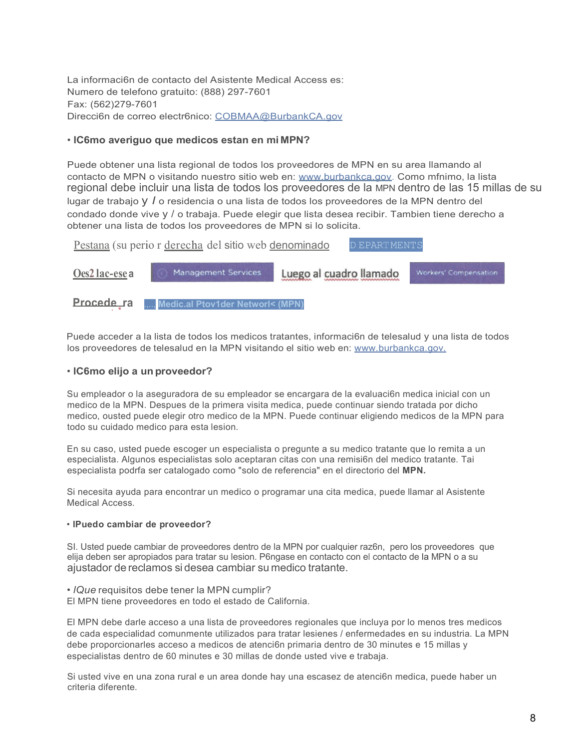La informaci6n de contacto del Asistente Medical Access es:
Numero de telefono gratuito: (888) 297-7601
Fax: (562)279-7601
Direcci6n de correo electr6nico: COBMAA@BurbankCA.gov

### • IC6mo averiguo que medicos estan en mi MPN?

Puede obtener una lista regional de todos los proveedores de MPN en su area llamando al contacto de MPN o visitando nuestro sitio web en: www.burbankca.gov. Como mfnimo, la lista regional debe incluir una lista de todos los proveedores de la MPN dentro de las 15 millas de su lugar de trabajo y / o residencia o una lista de todos los proveedores de la MPN dentro del condado donde vive y / o trabaja. Puede elegir que lista desea recibir. Tambien tiene derecho a obtener una lista de todos los proveedores de MPN si lo solicita.

Pestana (su perio r derecha del sitio web denominado D EPART MENTS

Oes2 lac-ese a Management Services Luego al cuadro llamado Workers' Compensation

Procede ra Medic.al Ptov1der Networl< (MPN)

Puede acceder a la lista de todos los medicos tratantes, informaci6n de telesalud y una lista de todos los proveedores de telesalud en la MPN visitando el sitio web en: www.burbankca.gov.

### • IC6mo elijo a un proveedor?

Su empleador o la aseguradora de su empleador se encargara de la evaluaci6n medica inicial con un medico de la MPN. Despues de la primera visita medica, puede continuar siendo tratada por dicho medico, ousted puede elegir otro medico de la MPN. Puede continuar eligiendo medicos de la MPN para todo su cuidado medico para esta lesion.

En su caso, usted puede escoger un especialista o pregunte a su medico tratante que lo remita a un especialista. Algunos especialistas solo aceptaran citas con una remisi6n del medico tratante. Tai especialista podrfa ser catalogado como "solo de referencia" en el directorio del **MPN.**

Si necesita ayuda para encontrar un medico o programar una cita medica, puede llamar al Asistente Medical Access.

### • IPuedo cambiar de proveedor?

SI. Usted puede cambiar de proveedores dentro de la MPN por cualquier raz6n, pero los proveedores que elija deben ser apropiados para tratar su lesion. P6ngase en contacto con el contacto de la MPN o a su ajustador de reclamos si desea cambiar su medico tratante.

• *IQue* requisitos debe tener la MPN cumplir?
El MPN tiene proveedores en todo el estado de California.

El MPN debe darle acceso a una lista de proveedores regionales que incluya por lo menos tres medicos de cada especialidad comunmente utilizados para tratar lesienes / enfermedades en su industria. La MPN debe proporcionarles acceso a medicos de atenci6n primaria dentro de 30 minutes e 15 millas y especialistas dentro de 60 minutes e 30 millas de donde usted vive e trabaja.

Si usted vive en una zona rural e un area donde hay una escasez de atenci6n medica, puede haber un criteria diferente.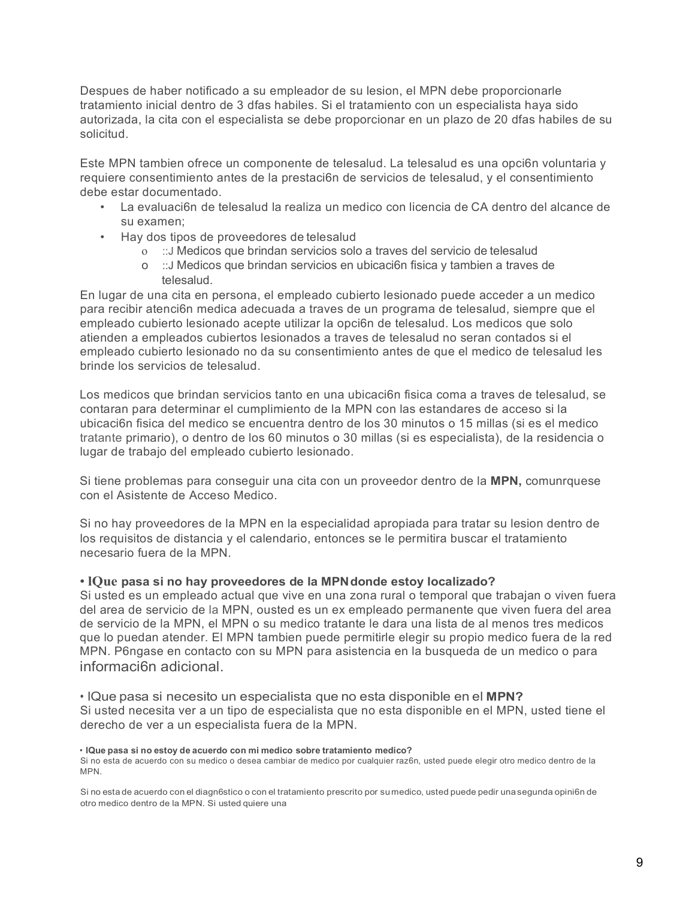Despues de haber notificado a su empleador de su lesion, el MPN debe proporcionarle tratamiento inicial dentro de 3 dfas habiles. Si el tratamiento con un especialista haya sido autorizada, la cita con el especialista se debe proporcionar en un plazo de 20 dfas habiles de su solicitud.

Este MPN tambien ofrece un componente de telesalud. La telesalud es una opci6n voluntaria y requiere consentimiento antes de la prestaci6n de servicios de telesalud, y el consentimiento debe estar documentado.

- La evaluaci6n de telesalud la realiza un medico con licencia de CA dentro del alcance de su examen;
- Hay dos tipos de proveedores de telesalud
  - ::J Medicos que brindan servicios solo a traves del servicio de telesalud
  - ::J Medicos que brindan servicios en ubicaci6n fisica y tambien a traves de telesalud.

En lugar de una cita en persona, el empleado cubierto lesionado puede acceder a un medico para recibir atenci6n medica adecuada a traves de un programa de telesalud, siempre que el empleado cubierto lesionado acepte utilizar la opci6n de telesalud. Los medicos que solo atienden a empleados cubiertos lesionados a traves de telesalud no seran contados si el empleado cubierto lesionado no da su consentimiento antes de que el medico de telesalud les brinde los servicios de telesalud.

Los medicos que brindan servicios tanto en una ubicaci6n fisica coma a traves de telesalud, se contaran para determinar el cumplimiento de la MPN con las estandares de acceso si la ubicaci6n fisica del medico se encuentra dentro de los 30 minutos o 15 millas (si es el medico tratante primario), o dentro de los 60 minutos o 30 millas (si es especialista), de la residencia o lugar de trabajo del empleado cubierto lesionado.

Si tiene problemas para conseguir una cita con un proveedor dentro de la **MPN,** comunrquese con el Asistente de Acceso Medico.

Si no hay proveedores de la MPN en la especialidad apropiada para tratar su lesion dentro de los requisitos de distancia y el calendario, entonces se le permitira buscar el tratamiento necesario fuera de la MPN.

**• lQue pasa si no hay proveedores de la MPN donde estoy localizado?**

Si usted es un empleado actual que vive en una zona rural o temporal que trabajan o viven fuera del area de servicio de la MPN, ousted es un ex empleado permanente que viven fuera del area de servicio de la MPN, el MPN o su medico tratante le dara una lista de al menos tres medicos que lo puedan atender. El MPN tambien puede permitirle elegir su propio medico fuera de la red MPN. P6ngase en contacto con su MPN para asistencia en la busqueda de un medico o para informaci6n adicional.

• lQue pasa si necesito un especialista que no esta disponible en el **MPN?**

Si usted necesita ver a un tipo de especialista que no esta disponible en el MPN, usted tiene el derecho de ver a un especialista fuera de la MPN.

**• lQue pasa si no estoy de acuerdo con mi medico sobre tratamiento medico?**

Si no esta de acuerdo con su medico o desea cambiar de medico por cualquier raz6n, usted puede elegir otro medico dentro de la MPN.

Si no esta de acuerdo con el diagn6stico o con el tratamiento prescrito por su medico, usted puede pedir una segunda opini6n de otro medico dentro de la MPN. Si usted quiere una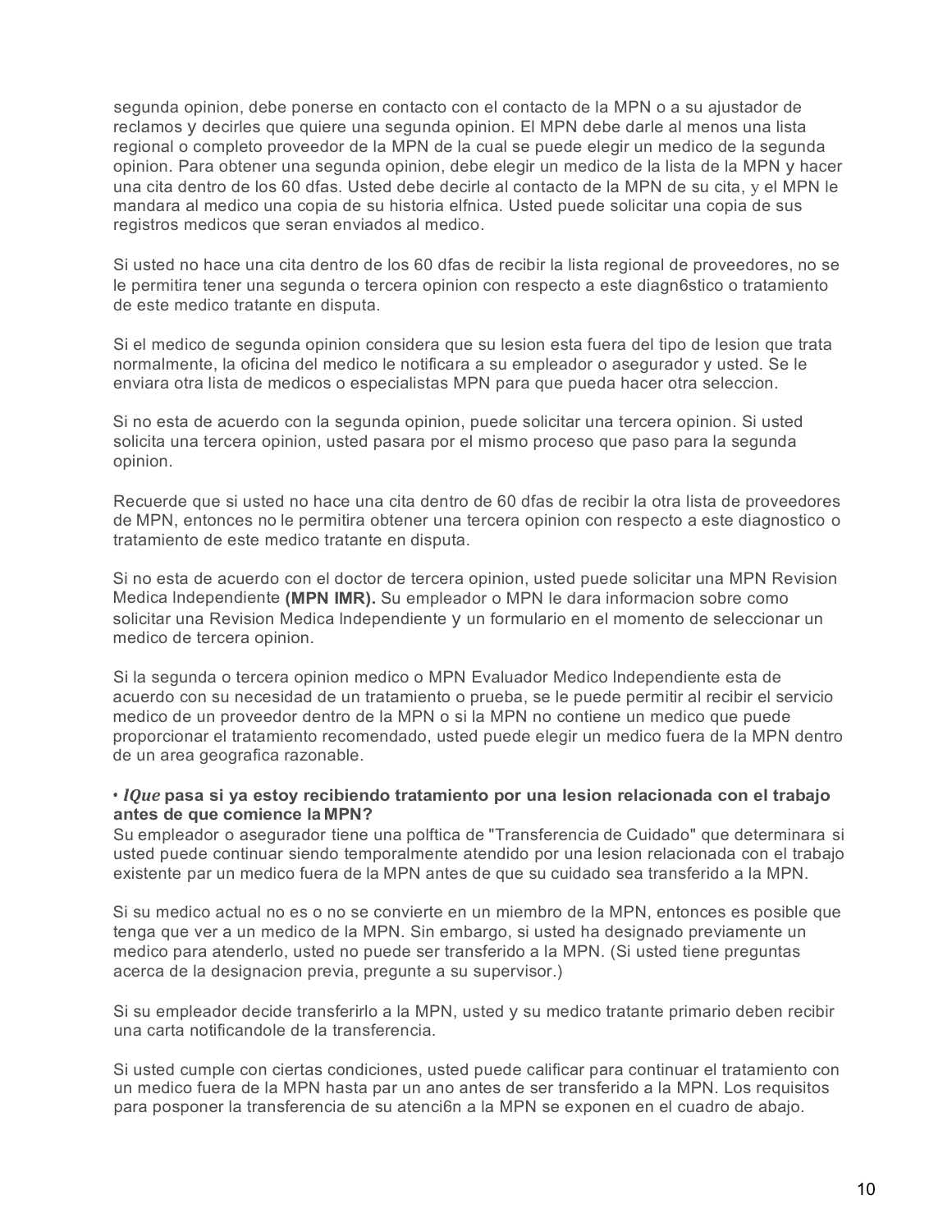segunda opinion, debe ponerse en contacto con el contacto de la MPN o a su ajustador de reclamos y decirles que quiere una segunda opinion. El MPN debe darle al menos una lista regional o completo proveedor de la MPN de la cual se puede elegir un medico de la segunda opinion. Para obtener una segunda opinion, debe elegir un medico de la lista de la MPN y hacer una cita dentro de los 60 dfas. Usted debe decirle al contacto de la MPN de su cita, y el MPN le mandara al medico una copia de su historia elfnica. Usted puede solicitar una copia de sus registros medicos que seran enviados al medico.

Si usted no hace una cita dentro de los 60 dfas de recibir la lista regional de proveedores, no se le permitira tener una segunda o tercera opinion con respecto a este diagn6stico o tratamiento de este medico tratante en disputa.

Si el medico de segunda opinion considera que su lesion esta fuera del tipo de lesion que trata normalmente, la oficina del medico le notificara a su empleador o asegurador y usted. Se le enviara otra lista de medicos o especialistas MPN para que pueda hacer otra seleccion.

Si no esta de acuerdo con la segunda opinion, puede solicitar una tercera opinion. Si usted solicita una tercera opinion, usted pasara por el mismo proceso que paso para la segunda opinion.

Recuerde que si usted no hace una cita dentro de 60 dfas de recibir la otra lista de proveedores de MPN, entonces no le permitira obtener una tercera opinion con respecto a este diagnostico o tratamiento de este medico tratante en disputa.

Si no esta de acuerdo con el doctor de tercera opinion, usted puede solicitar una MPN Revision Medica Independiente **(MPN IMR).** Su empleador o MPN le dara informacion sobre como solicitar una Revision Medica Independiente y un formulario en el momento de seleccionar un medico de tercera opinion.

Si la segunda o tercera opinion medico o MPN Evaluador Medico Independiente esta de acuerdo con su necesidad de un tratamiento o prueba, se le puede permitir al recibir el servicio medico de un proveedor dentro de la MPN o si la MPN no contiene un medico que puede proporcionar el tratamiento recomendado, usted puede elegir un medico fuera de la MPN dentro de un area geografica razonable.

• ***lQue* pasa si ya estoy recibiendo tratamiento por una lesion relacionada con el trabajo antes de que comience la MPN?**

Su empleador o asegurador tiene una polftica de "Transferencia de Cuidado" que determinara si usted puede continuar siendo temporalmente atendido por una lesion relacionada con el trabajo existente par un medico fuera de la MPN antes de que su cuidado sea transferido a la MPN.

Si su medico actual no es o no se convierte en un miembro de la MPN, entonces es posible que tenga que ver a un medico de la MPN. Sin embargo, si usted ha designado previamente un medico para atenderlo, usted no puede ser transferido a la MPN. (Si usted tiene preguntas acerca de la designacion previa, pregunte a su supervisor.)

Si su empleador decide transferirlo a la MPN, usted y su medico tratante primario deben recibir una carta notificandole de la transferencia.

Si usted cumple con ciertas condiciones, usted puede calificar para continuar el tratamiento con un medico fuera de la MPN hasta par un ano antes de ser transferido a la MPN. Los requisitos para posponer la transferencia de su atenci6n a la MPN se exponen en el cuadro de abajo.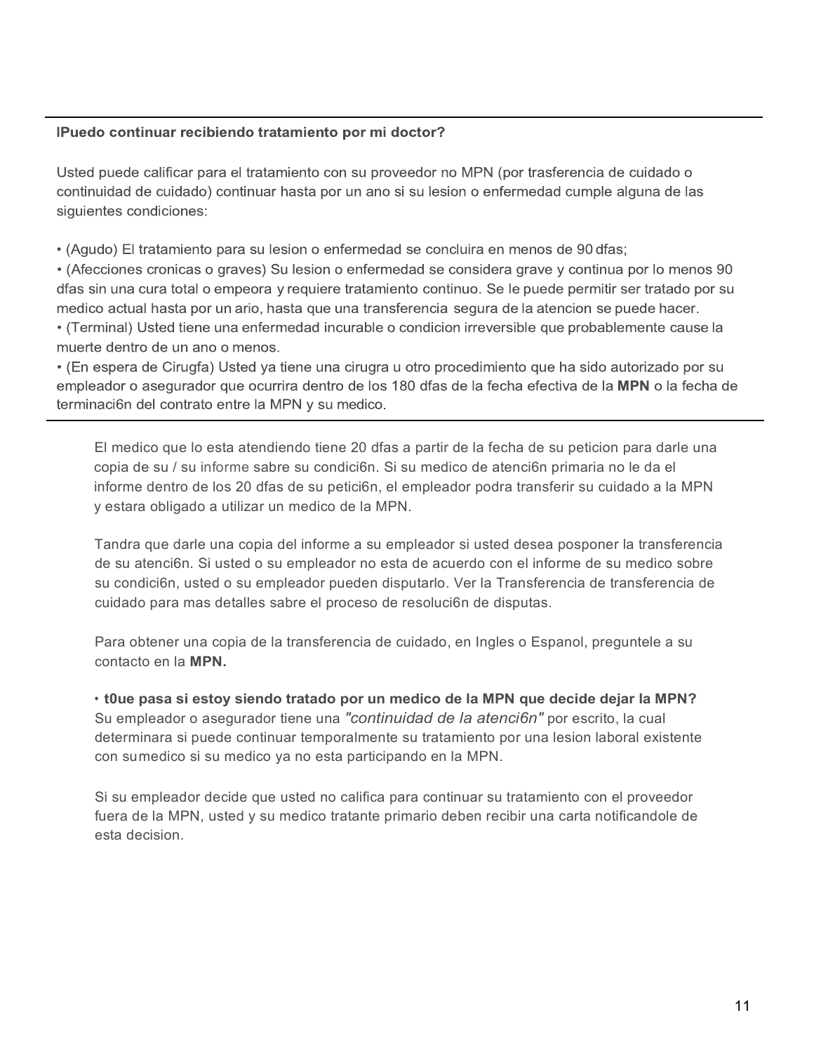**lPuedo continuar recibiendo tratamiento por mi doctor?**

Usted puede calificar para el tratamiento con su proveedor no MPN (por trasferencia de cuidado o continuidad de cuidado) continuar hasta por un ano si su lesion o enfermedad cumple alguna de las siguientes condiciones:

- (Agudo) El tratamiento para su lesion o enfermedad se concluira en menos de 90 dfas;
- (Afecciones cronicas o graves) Su lesion o enfermedad se considera grave y continua por lo menos 90 dfas sin una cura total o empeora y requiere tratamiento continuo. Se le puede permitir ser tratado por su medico actual hasta por un ario, hasta que una transferencia segura de la atencion se puede hacer.
- (Terminal) Usted tiene una enfermedad incurable o condicion irreversible que probablemente cause la muerte dentro de un ano o menos.
- (En espera de Cirugfa) Usted ya tiene una cirugra u otro procedimiento que ha sido autorizado por su empleador o asegurador que ocurrira dentro de los 180 dfas de la fecha efectiva de la **MPN** o la fecha de terminaci6n del contrato entre la MPN y su medico.

---

El medico que lo esta atendiendo tiene 20 dfas a partir de la fecha de su peticion para darle una copia de su / su informe sabre su condici6n. Si su medico de atenci6n primaria no le da el informe dentro de los 20 dfas de su petici6n, el empleador podra transferir su cuidado a la MPN y estara obligado a utilizar un medico de la MPN.

Tandra que darle una copia del informe a su empleador si usted desea posponer la transferencia de su atenci6n. Si usted o su empleador no esta de acuerdo con el informe de su medico sobre su condici6n, usted o su empleador pueden disputarlo. Ver la Transferencia de transferencia de cuidado para mas detalles sabre el proceso de resoluci6n de disputas.

Para obtener una copia de la transferencia de cuidado, en Ingles o Espanol, preguntele a su contacto en la **MPN.**

- **t0ue pasa si estoy siendo tratado por un medico de la MPN que decide dejar la MPN?**
Su empleador o asegurador tiene una *"continuidad de la atenci6n"* por escrito, la cual determinara si puede continuar temporalmente su tratamiento por una lesion laboral existente con sumedico si su medico ya no esta participando en la MPN.

Si su empleador decide que usted no califica para continuar su tratamiento con el proveedor fuera de la MPN, usted y su medico tratante primario deben recibir una carta notificandole de esta decision.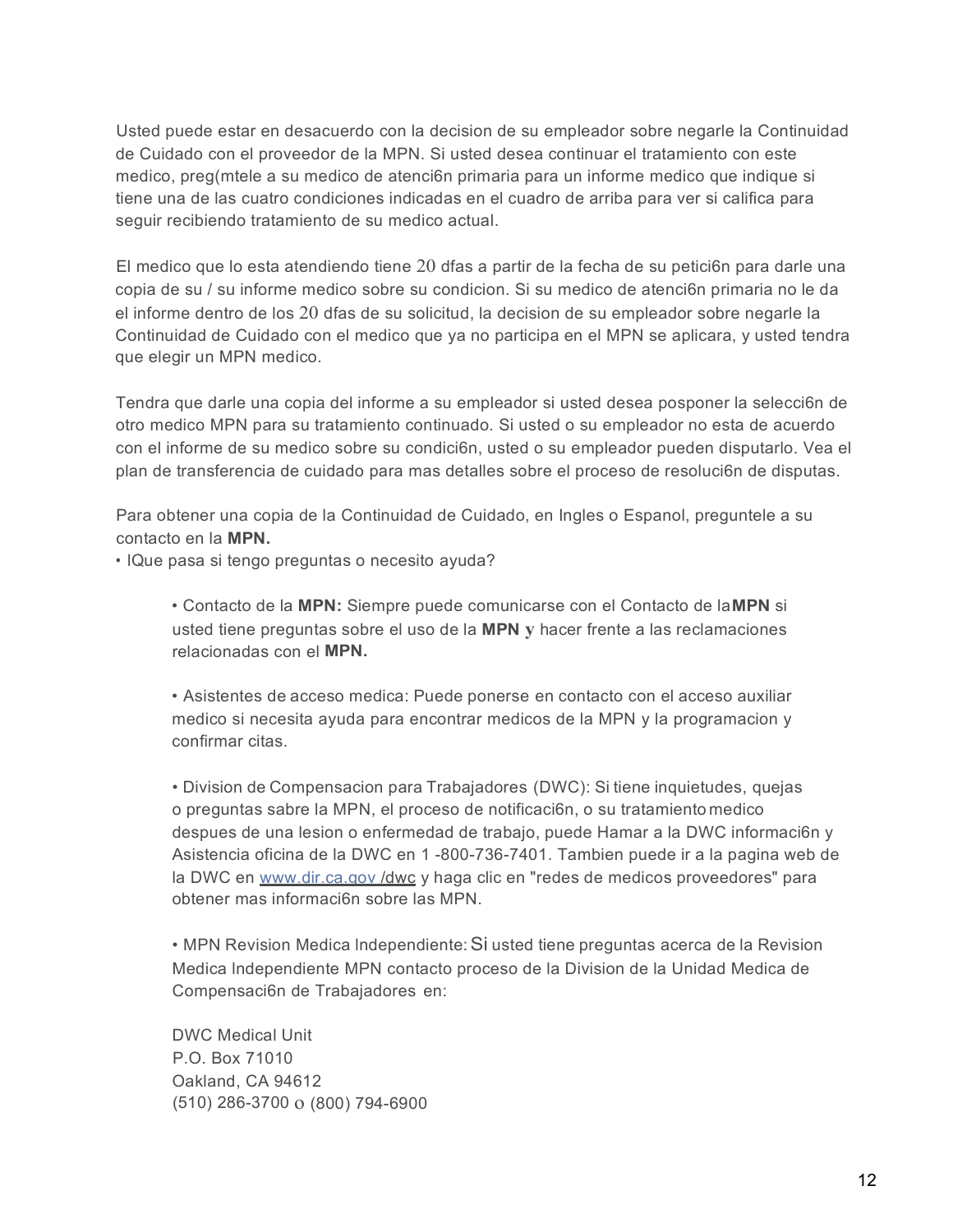Usted puede estar en desacuerdo con la decision de su empleador sobre negarle la Continuidad de Cuidado con el proveedor de la MPN. Si usted desea continuar el tratamiento con este medico, preg(mtele a su medico de atenci6n primaria para un informe medico que indique si tiene una de las cuatro condiciones indicadas en el cuadro de arriba para ver si califica para seguir recibiendo tratamiento de su medico actual.

El medico que lo esta atendiendo tiene 20 dfas a partir de la fecha de su petici6n para darle una copia de su / su informe medico sobre su condicion. Si su medico de atenci6n primaria no le da el informe dentro de los 20 dfas de su solicitud, la decision de su empleador sobre negarle la Continuidad de Cuidado con el medico que ya no participa en el MPN se aplicara, y usted tendra que elegir un MPN medico.

Tendra que darle una copia del informe a su empleador si usted desea posponer la selecci6n de otro medico MPN para su tratamiento continuado. Si usted o su empleador no esta de acuerdo con el informe de su medico sobre su condici6n, usted o su empleador pueden disputarlo. Vea el plan de transferencia de cuidado para mas detalles sobre el proceso de resoluci6n de disputas.

Para obtener una copia de la Continuidad de Cuidado, en Ingles o Espanol, preguntele a su contacto en la **MPN.**

- lQue pasa si tengo preguntas o necesito ayuda?

  - Contacto de la **MPN:** Siempre puede comunicarse con el Contacto de la**MPN** si usted tiene preguntas sobre el uso de la **MPN y** hacer frente a las reclamaciones relacionadas con el **MPN.**

  - Asistentes de acceso medica: Puede ponerse en contacto con el acceso auxiliar medico si necesita ayuda para encontrar medicos de la MPN y la programacion y confirmar citas.

  - Division de Compensacion para Trabajadores (DWC): Si tiene inquietudes, quejas o preguntas sabre la MPN, el proceso de notificaci6n, o su tratamiento medico despues de una lesion o enfermedad de trabajo, puede Hamar a la DWC informaci6n y Asistencia oficina de la DWC en 1 -800-736-7401. Tambien puede ir a la pagina web de la DWC en www.dir.ca.gov /dwc y haga clic en "redes de medicos proveedores" para obtener mas informaci6n sobre las MPN.

  - MPN Revision Medica Independiente: Si usted tiene preguntas acerca de la Revision Medica Independiente MPN contacto proceso de la Division de la Unidad Medica de Compensaci6n de Trabajadores en:

    DWC Medical Unit
    P.O. Box 71010
    Oakland, CA 94612
    (510) 286-3700 o (800) 794-6900